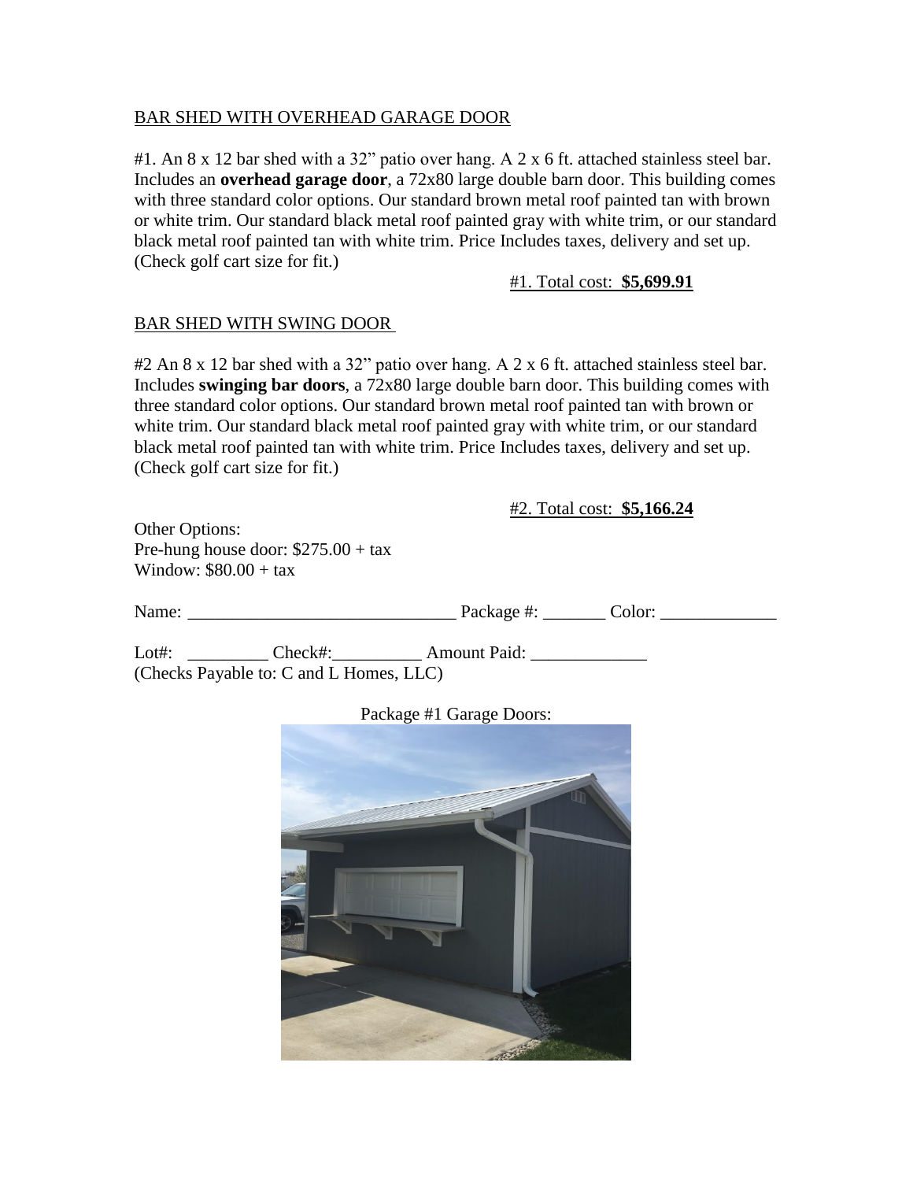## BAR SHED WITH OVERHEAD GARAGE DOOR

#1. An 8 x 12 bar shed with a 32" patio over hang. A 2 x 6 ft. attached stainless steel bar. Includes an **overhead garage door**, a 72x80 large double barn door. This building comes with three standard color options. Our standard brown metal roof painted tan with brown or white trim. Our standard black metal roof painted gray with white trim, or our standard black metal roof painted tan with white trim. Price Includes taxes, delivery and set up. (Check golf cart size for fit.)

#1. Total cost: **$5,699.91**

## BAR SHED WITH SWING DOOR

#2 An 8 x 12 bar shed with a 32" patio over hang. A 2 x 6 ft. attached stainless steel bar. Includes **swinging bar doors**, a 72x80 large double barn door. This building comes with three standard color options. Our standard brown metal roof painted tan with brown or white trim. Our standard black metal roof painted gray with white trim, or our standard black metal roof painted tan with white trim. Price Includes taxes, delivery and set up. (Check golf cart size for fit.)

#2. Total cost: **$5,166.24**

Other Options:
Pre-hung house door: $275.00 + tax
Window: $80.00 + tax

Name: ______________________________ Package #: _______ Color: _____________

Lot#: _________ Check#:__________ Amount Paid: _____________
(Checks Payable to: C and L Homes, LLC)

Package #1 Garage Doors: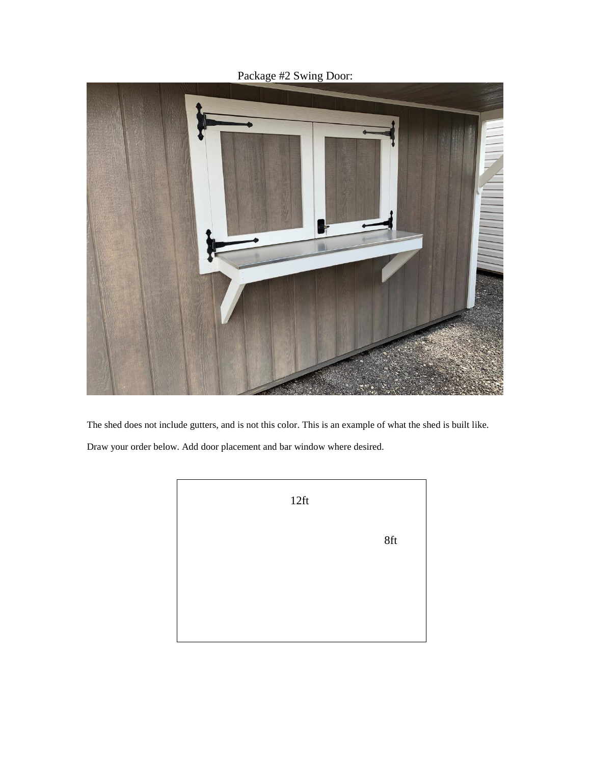Package #2 Swing Door:

The shed does not include gutters, and is not this color. This is an example of what the shed is built like.

Draw your order below. Add door placement and bar window where desired.

12ft

8ft